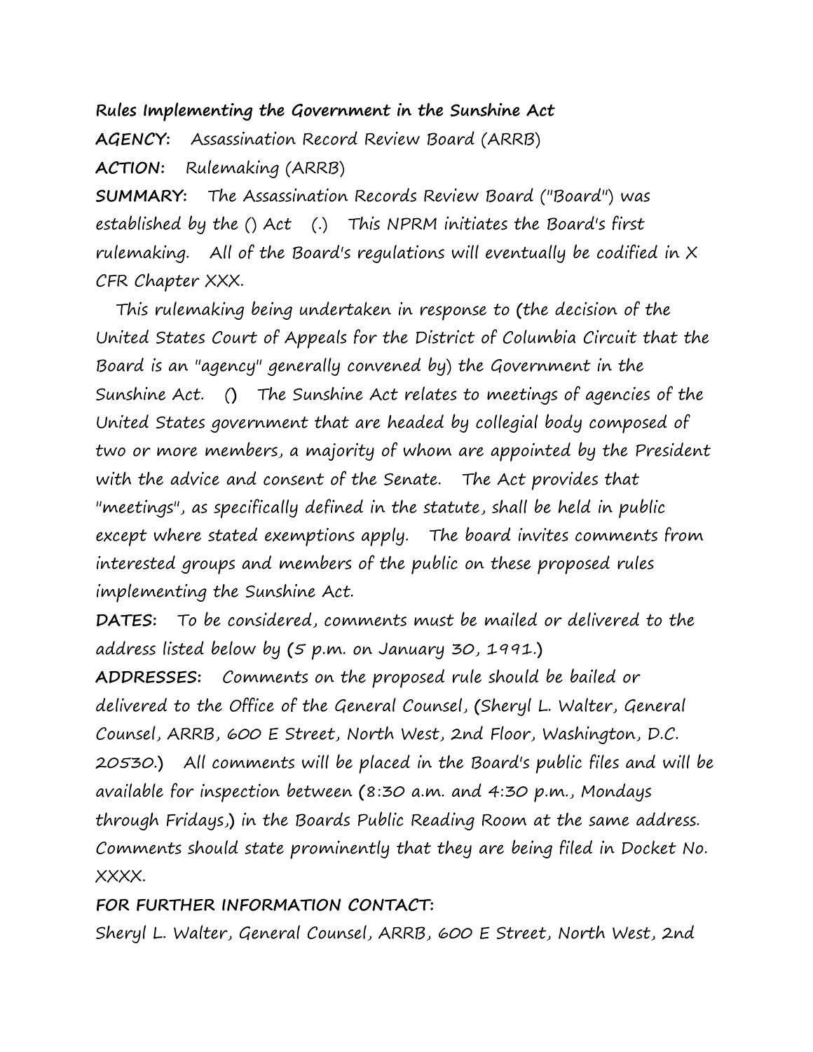**Rules Implementing the Government in the Sunshine Act**

**AGENCY:** Assassination Record Review Board (ARRB)

**ACTION:** Rulemaking (ARRB)

**SUMMARY:** The Assassination Records Review Board ("Board") was established by the () Act (.) This NPRM initiates the Board's first rulemaking. All of the Board's regulations will eventually be codified in X CFR Chapter XXX.

This rulemaking being undertaken in response to (the decision of the United States Court of Appeals for the District of Columbia Circuit that the Board is an "agency" generally convened by) the Government in the Sunshine Act. () The Sunshine Act relates to meetings of agencies of the United States government that are headed by collegial body composed of two or more members, a majority of whom are appointed by the President with the advice and consent of the Senate. The Act provides that "meetings", as specifically defined in the statute, shall be held in public except where stated exemptions apply. The board invites comments from interested groups and members of the public on these proposed rules implementing the Sunshine Act.

**DATES:** To be considered, comments must be mailed or delivered to the address listed below by (5 p.m. on January 30, 1991.)

**ADDRESSES:** Comments on the proposed rule should be bailed or delivered to the Office of the General Counsel, (Sheryl L. Walter, General Counsel, ARRB, 600 E Street, North West, 2nd Floor, Washington, D.C. 20530.) All comments will be placed in the Board's public files and will be available for inspection between (8:30 a.m. and 4:30 p.m., Mondays through Fridays,) in the Boards Public Reading Room at the same address. Comments should state prominently that they are being filed in Docket No. XXXX.

**FOR FURTHER INFORMATION CONTACT:**

Sheryl L. Walter, General Counsel, ARRB, 600 E Street, North West, 2nd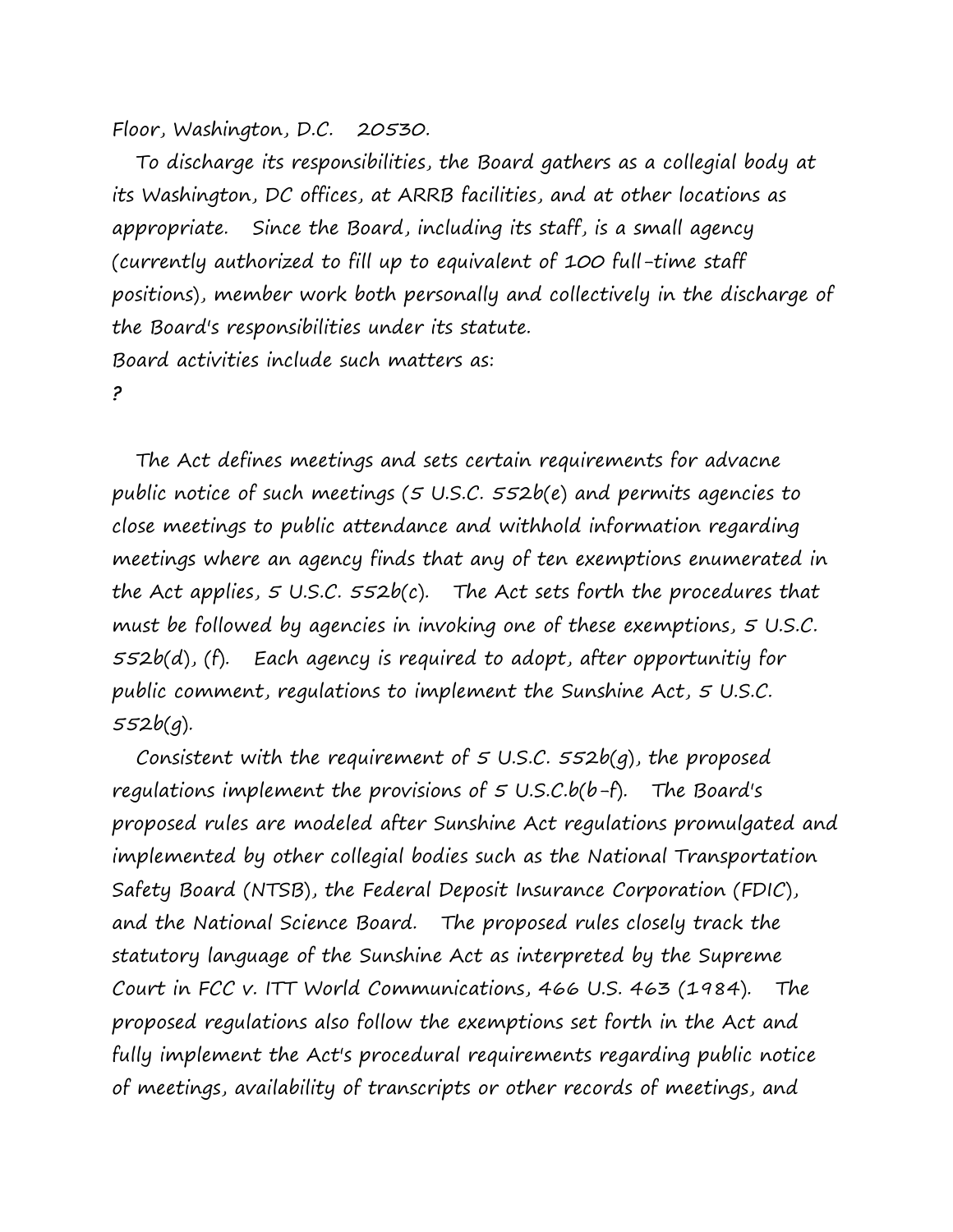Floor, Washington, D.C.   20530.

To discharge its responsibilities, the Board gathers as a collegial body at its Washington, DC offices, at ARRB facilities, and at other locations as appropriate.   Since the Board, including its staff, is a small agency (currently authorized to fill up to equivalent of 100 full-time staff positions), member work both personally and collectively in the discharge of the Board's responsibilities under its statute.

Board activities include such matters as:

?

The Act defines meetings and sets certain requirements for advacne public notice of such meetings (5 U.S.C. 552b(e) and permits agencies to close meetings to public attendance and withhold information regarding meetings where an agency finds that any of ten exemptions enumerated in the Act applies, 5 U.S.C. 552b(c).   The Act sets forth the procedures that must be followed by agencies in invoking one of these exemptions, 5 U.S.C. 552b(d), (f).   Each agency is required to adopt, after opportunitiy for public comment, regulations to implement the Sunshine Act, 5 U.S.C. 552b(g).

Consistent with the requirement of 5 U.S.C. 552b(g), the proposed regulations implement the provisions of 5 U.S.C.b(b-f).   The Board's proposed rules are modeled after Sunshine Act regulations promulgated and implemented by other collegial bodies such as the National Transportation Safety Board (NTSB), the Federal Deposit Insurance Corporation (FDIC), and the National Science Board.   The proposed rules closely track the statutory language of the Sunshine Act as interpreted by the Supreme Court in FCC v. ITT World Communications, 466 U.S. 463 (1984).   The proposed regulations also follow the exemptions set forth in the Act and fully implement the Act's procedural requirements regarding public notice of meetings, availability of transcripts or other records of meetings, and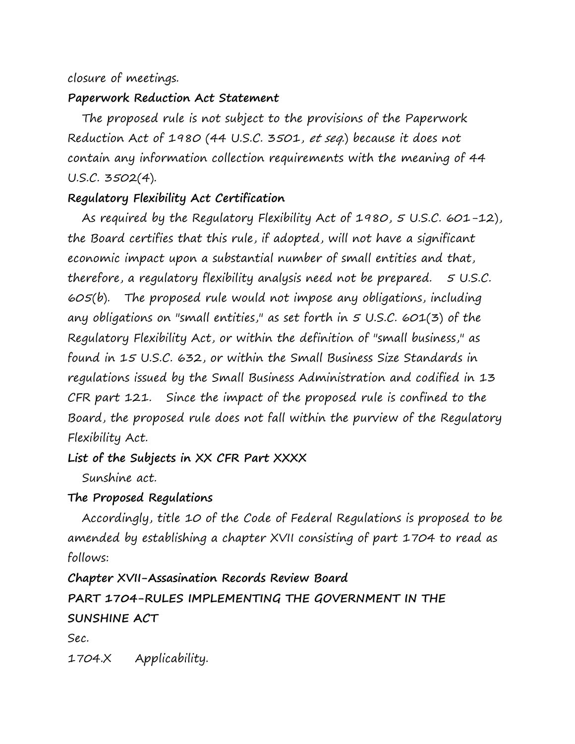closure of meetings.

**Paperwork Reduction Act Statement**

The proposed rule is not subject to the provisions of the Paperwork Reduction Act of 1980 (44 U.S.C. 3501, *et seq.*) because it does not contain any information collection requirements with the meaning of 44 U.S.C. 3502(4).

**Regulatory Flexibility Act Certification**

As required by the Regulatory Flexibility Act of 1980, 5 U.S.C. 601-12), the Board certifies that this rule, if adopted, will not have a significant economic impact upon a substantial number of small entities and that, therefore, a regulatory flexibility analysis need not be prepared. 5 U.S.C. 605(b). The proposed rule would not impose any obligations, including any obligations on "small entities," as set forth in 5 U.S.C. 601(3) of the Regulatory Flexibility Act, or within the definition of "small business," as found in 15 U.S.C. 632, or within the Small Business Size Standards in regulations issued by the Small Business Administration and codified in 13 CFR part 121. Since the impact of the proposed rule is confined to the Board, the proposed rule does not fall within the purview of the Regulatory Flexibility Act.

**List of the Subjects in XX CFR Part XXXX**

Sunshine act.

**The Proposed Regulations**

Accordingly, title 10 of the Code of Federal Regulations is proposed to be amended by establishing a chapter XVII consisting of part 1704 to read as follows:

**Chapter XVII-Assasination Records Review Board**

**PART 1704-RULES IMPLEMENTING THE GOVERNMENT IN THE SUNSHINE ACT**

Sec.

1704.X Applicability.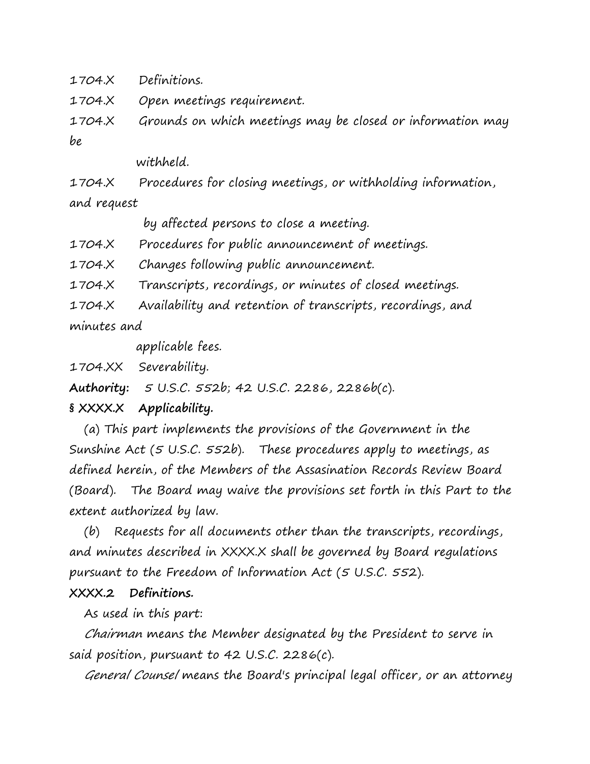1704.X Definitions.

1704.X Open meetings requirement.

1704.X Grounds on which meetings may be closed or information may be withheld.

1704.X Procedures for closing meetings, or withholding information, and request by affected persons to close a meeting.

1704.X Procedures for public announcement of meetings.

1704.X Changes following public announcement.

1704.X Transcripts, recordings, or minutes of closed meetings.

1704.X Availability and retention of transcripts, recordings, and minutes and applicable fees.

1704.XX Severability.

**Authority:** 5 U.S.C. 552b; 42 U.S.C. 2286, 2286b(c).

**§ XXXX.X Applicability.**

(a) This part implements the provisions of the Government in the Sunshine Act (5 U.S.C. 552b). These procedures apply to meetings, as defined herein, of the Members of the Assasination Records Review Board (Board). The Board may waive the provisions set forth in this Part to the extent authorized by law.

(b) Requests for all documents other than the transcripts, recordings, and minutes described in XXXX.X shall be governed by Board regulations pursuant to the Freedom of Information Act (5 U.S.C. 552).

**XXXX.2 Definitions.**

As used in this part:

*Chairman* means the Member designated by the President to serve in said position, pursuant to 42 U.S.C. 2286(c).

*General Counsel* means the Board's principal legal officer, or an attorney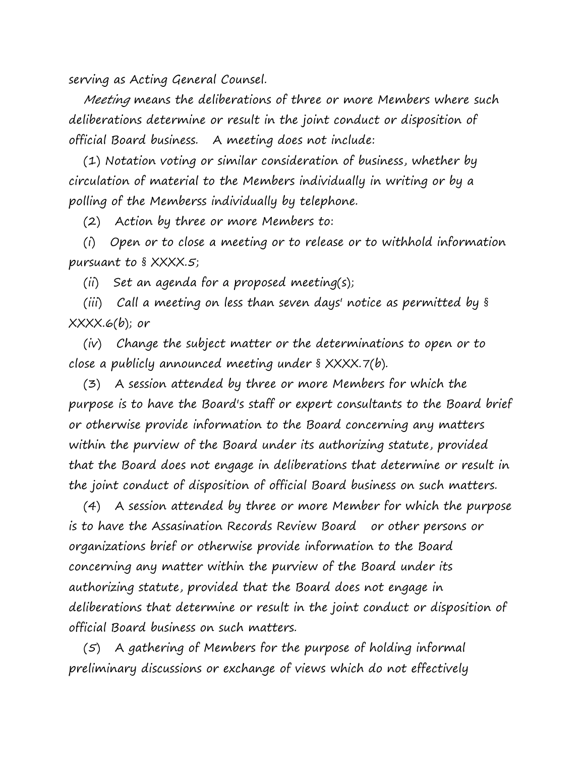serving as Acting General Counsel.

*Meeting* means the deliberations of three or more Members where such deliberations determine or result in the joint conduct or disposition of official Board business. A meeting does not include:

(1) Notation voting or similar consideration of business, whether by circulation of material to the Members individually in writing or by a polling of the Memberss individually by telephone.

(2) Action by three or more Members to:

(i) Open or to close a meeting or to release or to withhold information pursuant to § XXXX.5;

(ii) Set an agenda for a proposed meeting(s);

(iii) Call a meeting on less than seven days' notice as permitted by § XXXX.6(b); or

(iv) Change the subject matter or the determinations to open or to close a publicly announced meeting under § XXXX.7(b).

(3) A session attended by three or more Members for which the purpose is to have the Board's staff or expert consultants to the Board brief or otherwise provide information to the Board concerning any matters within the purview of the Board under its authorizing statute, provided that the Board does not engage in deliberations that determine or result in the joint conduct of disposition of official Board business on such matters.

(4) A session attended by three or more Member for which the purpose is to have the Assasination Records Review Board or other persons or organizations brief or otherwise provide information to the Board concerning any matter within the purview of the Board under its authorizing statute, provided that the Board does not engage in deliberations that determine or result in the joint conduct or disposition of official Board business on such matters.

(5) A gathering of Members for the purpose of holding informal preliminary discussions or exchange of views which do not effectively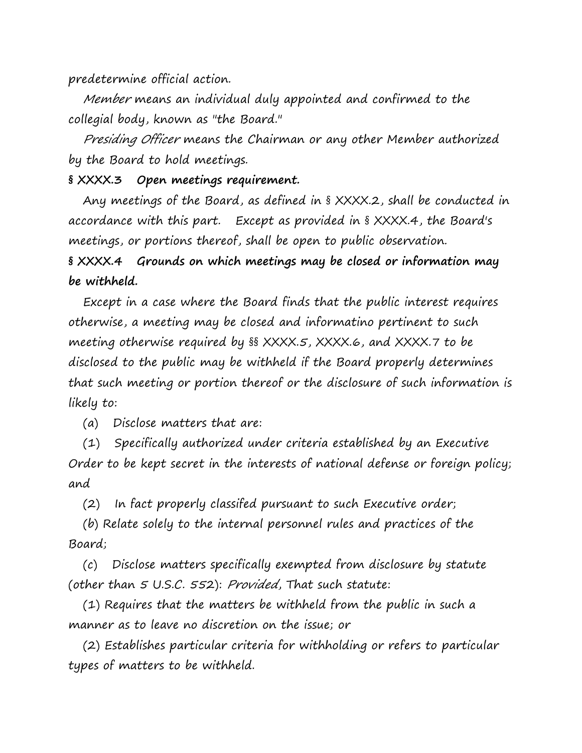predetermine official action.

*Member* means an individual duly appointed and confirmed to the collegial body, known as "the Board."

*Presiding Officer* means the Chairman or any other Member authorized by the Board to hold meetings.

**§ XXXX.3 Open meetings requirement.**

Any meetings of the Board, as defined in § XXXX.2, shall be conducted in accordance with this part. Except as provided in § XXXX.4, the Board's meetings, or portions thereof, shall be open to public observation.

**§ XXXX.4 Grounds on which meetings may be closed or information may be withheld.**

Except in a case where the Board finds that the public interest requires otherwise, a meeting may be closed and informatino pertinent to such meeting otherwise required by §§ XXXX.5, XXXX.6, and XXXX.7 to be disclosed to the public may be withheld if the Board properly determines that such meeting or portion thereof or the disclosure of such information is likely to:

(a) Disclose matters that are:

(1) Specifically authorized under criteria established by an Executive Order to be kept secret in the interests of national defense or foreign policy; and

(2) In fact properly classifed pursuant to such Executive order;

(b) Relate solely to the internal personnel rules and practices of the Board;

(c) Disclose matters specifically exempted from disclosure by statute (other than 5 U.S.C. 552): *Provided*, That such statute:

(1) Requires that the matters be withheld from the public in such a manner as to leave no discretion on the issue; or

(2) Establishes particular criteria for withholding or refers to particular types of matters to be withheld.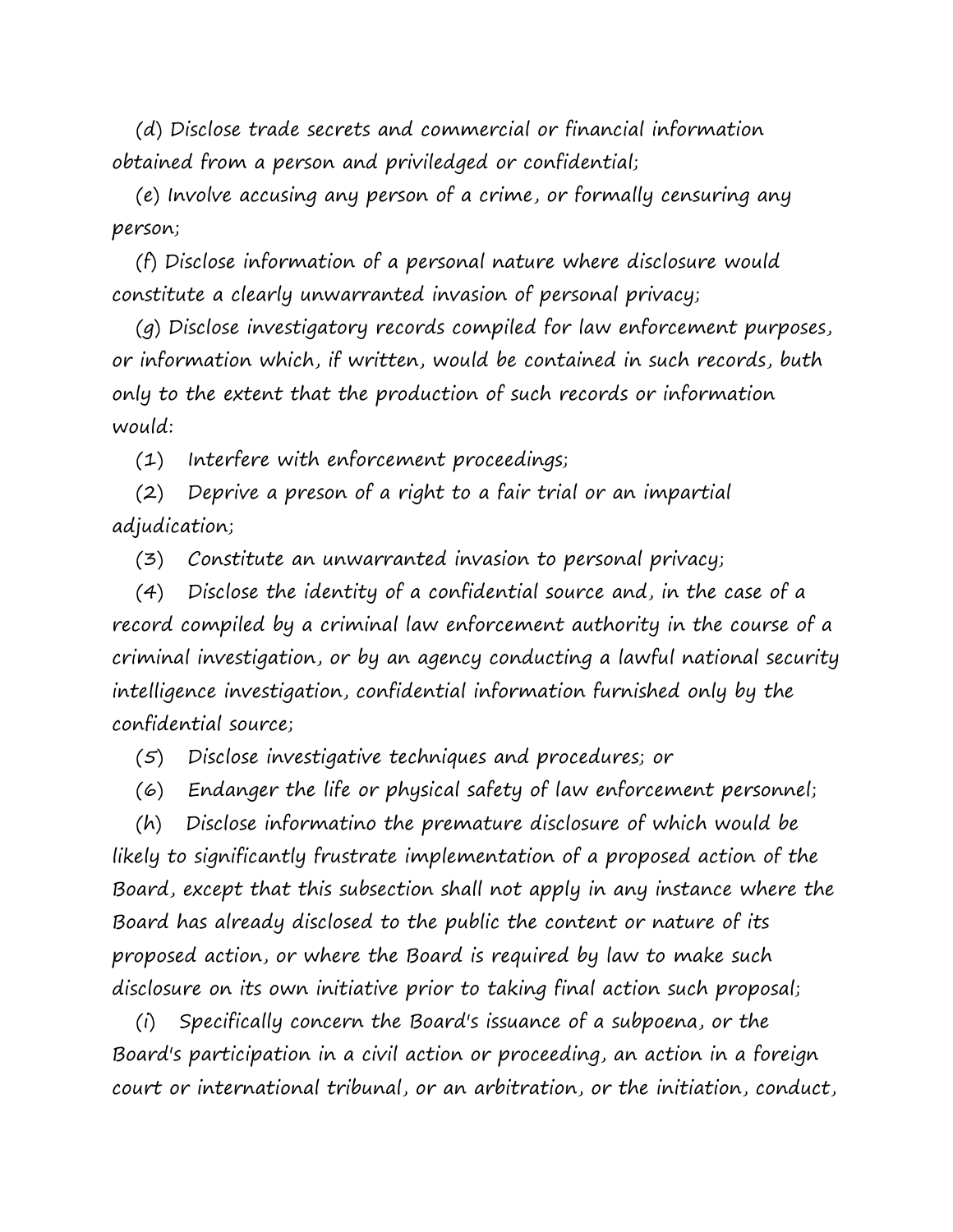(d) Disclose trade secrets and commercial or financial information obtained from a person and priviledged or confidential;

(e) Involve accusing any person of a crime, or formally censuring any person;

(f) Disclose information of a personal nature where disclosure would constitute a clearly unwarranted invasion of personal privacy;

(g) Disclose investigatory records compiled for law enforcement purposes, or information which, if written, would be contained in such records, buth only to the extent that the production of such records or information would:

(1) Interfere with enforcement proceedings;

(2) Deprive a preson of a right to a fair trial or an impartial adjudication;

(3) Constitute an unwarranted invasion to personal privacy;

(4) Disclose the identity of a confidential source and, in the case of a record compiled by a criminal law enforcement authority in the course of a criminal investigation, or by an agency conducting a lawful national security intelligence investigation, confidential information furnished only by the confidential source;

(5) Disclose investigative techniques and procedures; or

(6) Endanger the life or physical safety of law enforcement personnel;

(h) Disclose informatino the premature disclosure of which would be likely to significantly frustrate implementation of a proposed action of the Board, except that this subsection shall not apply in any instance where the Board has already disclosed to the public the content or nature of its proposed action, or where the Board is required by law to make such disclosure on its own initiative prior to taking final action such proposal;

(i) Specifically concern the Board's issuance of a subpoena, or the Board's participation in a civil action or proceeding, an action in a foreign court or international tribunal, or an arbitration, or the initiation, conduct,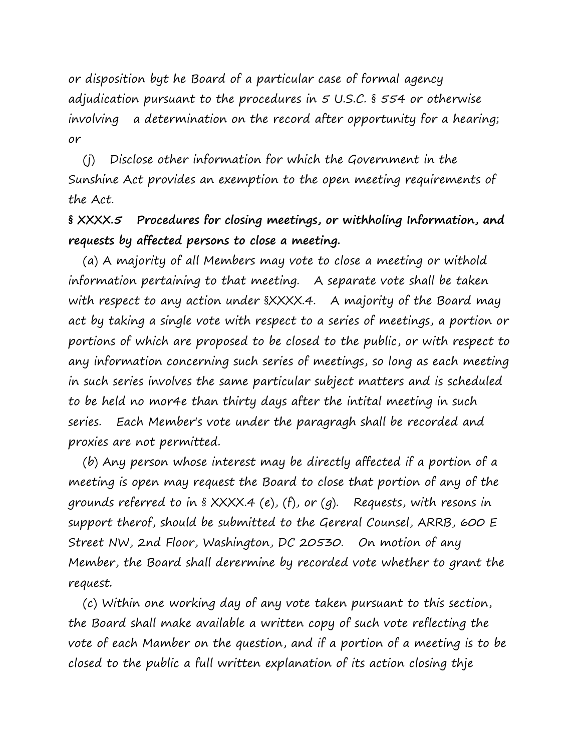or disposition byt he Board of a particular case of formal agency adjudication pursuant to the procedures in 5 U.S.C. § 554 or otherwise involving a determination on the record after opportunity for a hearing; or

(j) Disclose other information for which the Government in the Sunshine Act provides an exemption to the open meeting requirements of the Act.

**§ XXXX.5 Procedures for closing meetings, or withholing Information, and requests by affected persons to close a meeting.**

(a) A majority of all Members may vote to close a meeting or withold information pertaining to that meeting. A separate vote shall be taken with respect to any action under §XXXX.4. A majority of the Board may act by taking a single vote with respect to a series of meetings, a portion or portions of which are proposed to be closed to the public, or with respect to any information concerning such series of meetings, so long as each meeting in such series involves the same particular subject matters and is scheduled to be held no mor4e than thirty days after the intital meeting in such series. Each Member's vote under the paragragh shall be recorded and proxies are not permitted.

(b) Any person whose interest may be directly affected if a portion of a meeting is open may request the Board to close that portion of any of the grounds referred to in § XXXX.4 (e), (f), or (g). Requests, with resons in support therof, should be submitted to the Gereral Counsel, ARRB, 600 E Street NW, 2nd Floor, Washington, DC 20530. On motion of any Member, the Board shall derermine by recorded vote whether to grant the request.

(c) Within one working day of any vote taken pursuant to this section, the Board shall make available a written copy of such vote reflecting the vote of each Mamber on the question, and if a portion of a meeting is to be closed to the public a full written explanation of its action closing thje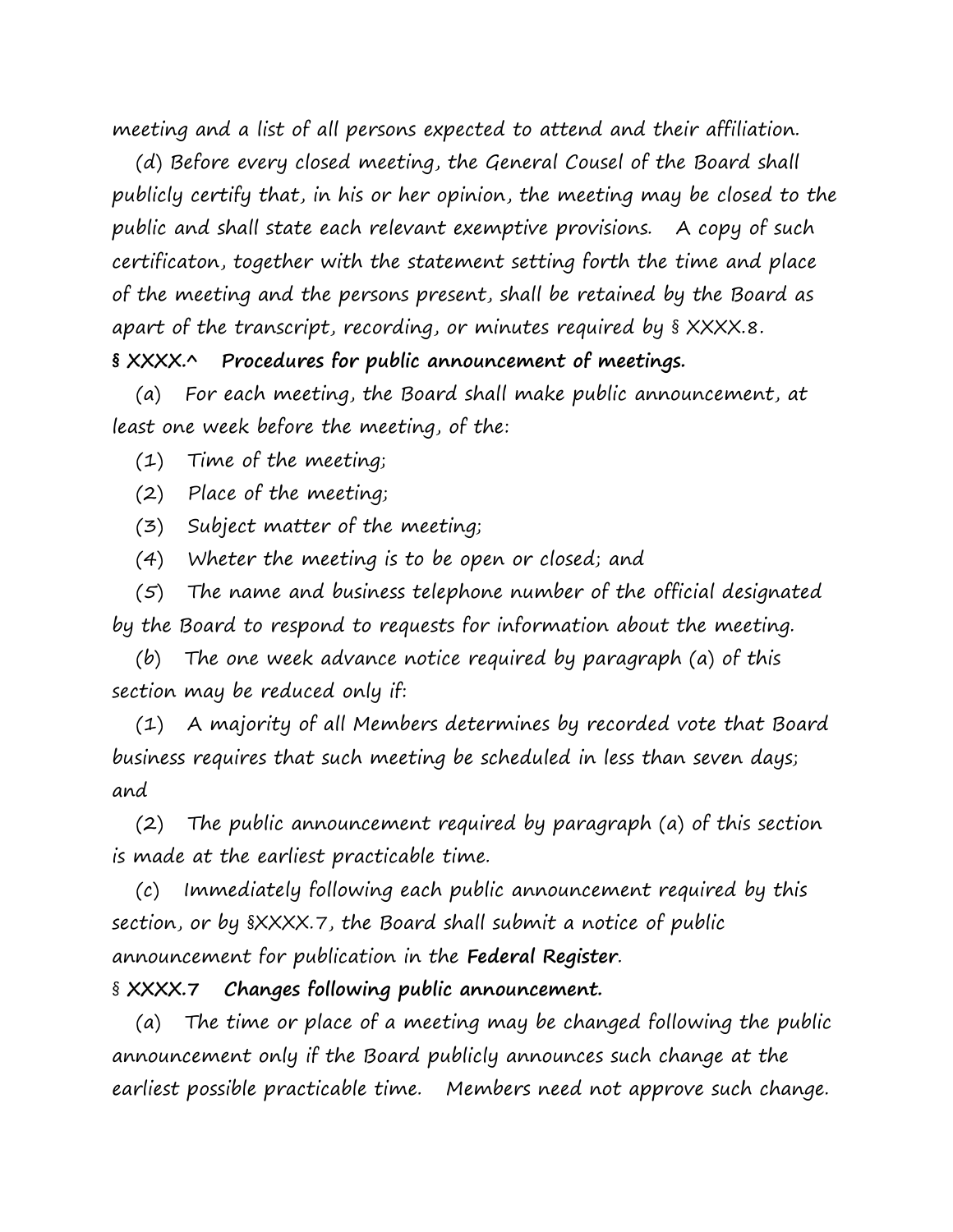meeting and a list of all persons expected to attend and their affiliation.

(d) Before every closed meeting, the General Cousel of the Board shall publicly certify that, in his or her opinion, the meeting may be closed to the public and shall state each relevant exemptive provisions. A copy of such certificaton, together with the statement setting forth the time and place of the meeting and the persons present, shall be retained by the Board as apart of the transcript, recording, or minutes required by § XXXX.8.

**§ XXXX.^ Procedures for public announcement of meetings.**

(a) For each meeting, the Board shall make public announcement, at least one week before the meeting, of the:

(1) Time of the meeting;

(2) Place of the meeting;

(3) Subject matter of the meeting;

(4) Wheter the meeting is to be open or closed; and

(5) The name and business telephone number of the official designated by the Board to respond to requests for information about the meeting.

(b) The one week advance notice required by paragraph (a) of this section may be reduced only if:

(1) A majority of all Members determines by recorded vote that Board business requires that such meeting be scheduled in less than seven days; and

(2) The public announcement required by paragraph (a) of this section is made at the earliest practicable time.

(c) Immediately following each public announcement required by this section, or by §XXXX.7, the Board shall submit a notice of public announcement for publication in the **Federal Register**.

§ **XXXX.7 Changes following public announcement.**

(a) The time or place of a meeting may be changed following the public announcement only if the Board publicly announces such change at the earliest possible practicable time. Members need not approve such change.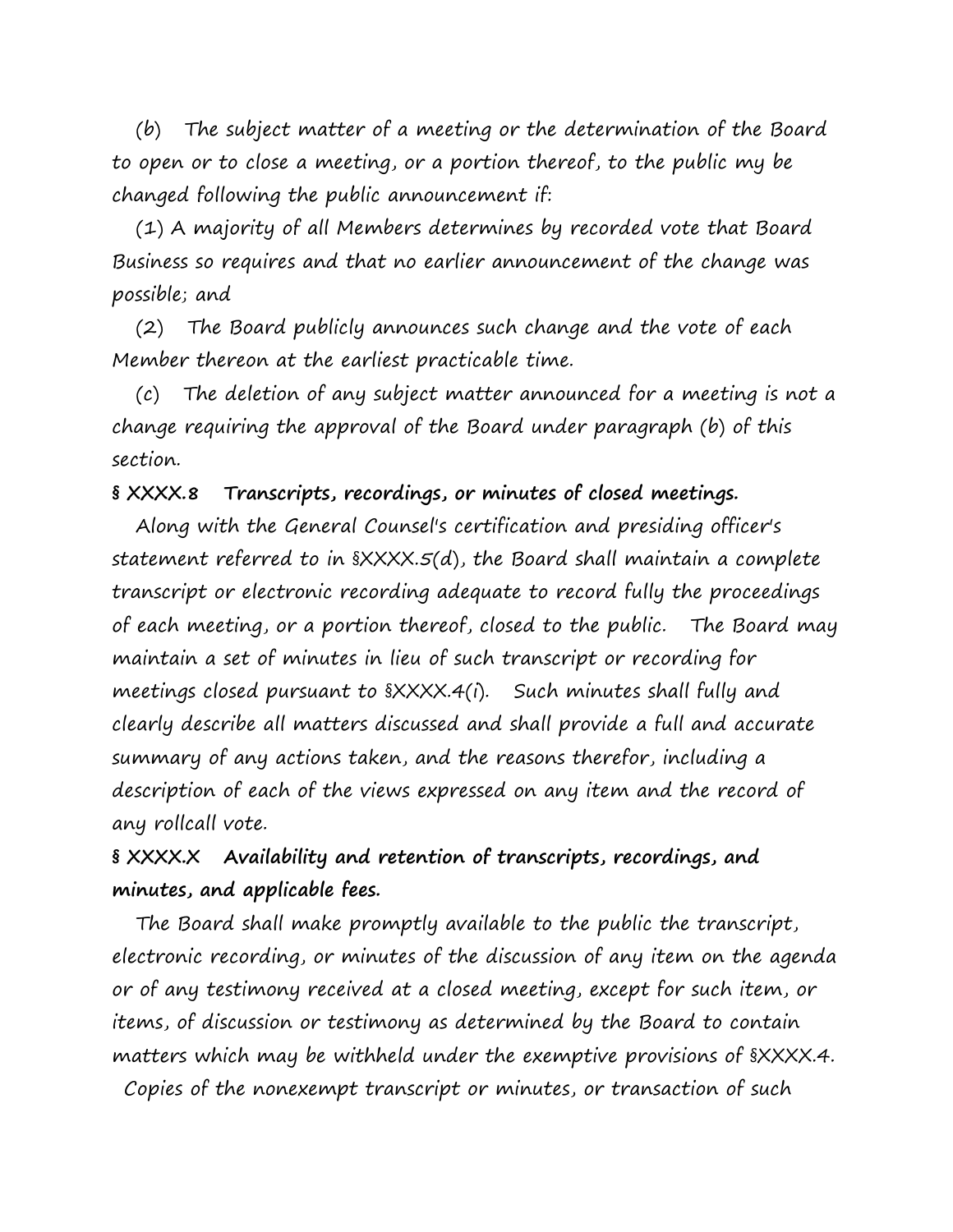(b) The subject matter of a meeting or the determination of the Board to open or to close a meeting, or a portion thereof, to the public my be changed following the public announcement if:

(1) A majority of all Members determines by recorded vote that Board Business so requires and that no earlier announcement of the change was possible; and

(2) The Board publicly announces such change and the vote of each Member thereon at the earliest practicable time.

(c) The deletion of any subject matter announced for a meeting is not a change requiring the approval of the Board under paragraph (b) of this section.

**§ XXXX.8 Transcripts, recordings, or minutes of closed meetings.**

Along with the General Counsel's certification and presiding officer's statement referred to in §XXXX.5(d), the Board shall maintain a complete transcript or electronic recording adequate to record fully the proceedings of each meeting, or a portion thereof, closed to the public. The Board may maintain a set of minutes in lieu of such transcript or recording for meetings closed pursuant to §XXXX.4(i). Such minutes shall fully and clearly describe all matters discussed and shall provide a full and accurate summary of any actions taken, and the reasons therefor, including a description of each of the views expressed on any item and the record of any rollcall vote.

**§ XXXX.X Availability and retention of transcripts, recordings, and minutes, and applicable fees.**

The Board shall make promptly available to the public the transcript, electronic recording, or minutes of the discussion of any item on the agenda or of any testimony received at a closed meeting, except for such item, or items, of discussion or testimony as determined by the Board to contain matters which may be withheld under the exemptive provisions of §XXXX.4. Copies of the nonexempt transcript or minutes, or transaction of such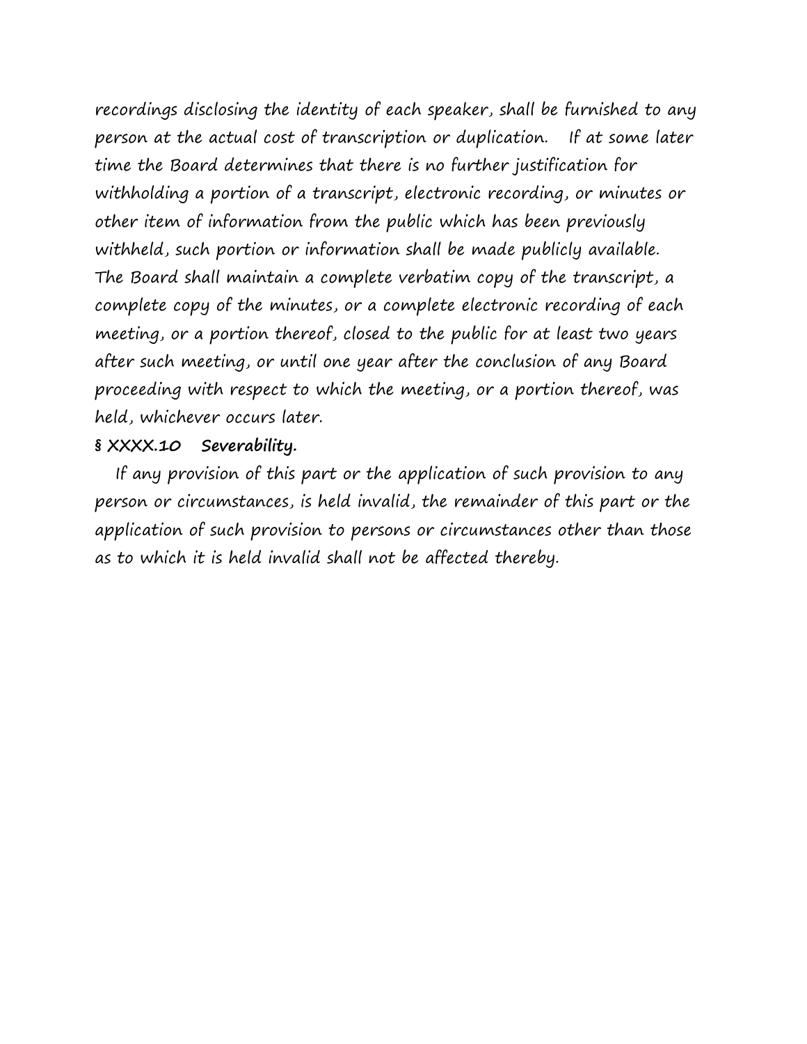recordings disclosing the identity of each speaker, shall be furnished to any person at the actual cost of transcription or duplication. If at some later time the Board determines that there is no further justification for withholding a portion of a transcript, electronic recording, or minutes or other item of information from the public which has been previously withheld, such portion or information shall be made publicly available. The Board shall maintain a complete verbatim copy of the transcript, a complete copy of the minutes, or a complete electronic recording of each meeting, or a portion thereof, closed to the public for at least two years after such meeting, or until one year after the conclusion of any Board proceeding with respect to which the meeting, or a portion thereof, was held, whichever occurs later.

**§ XXXX.10 Severability.**

If any provision of this part or the application of such provision to any person or circumstances, is held invalid, the remainder of this part or the application of such provision to persons or circumstances other than those as to which it is held invalid shall not be affected thereby.